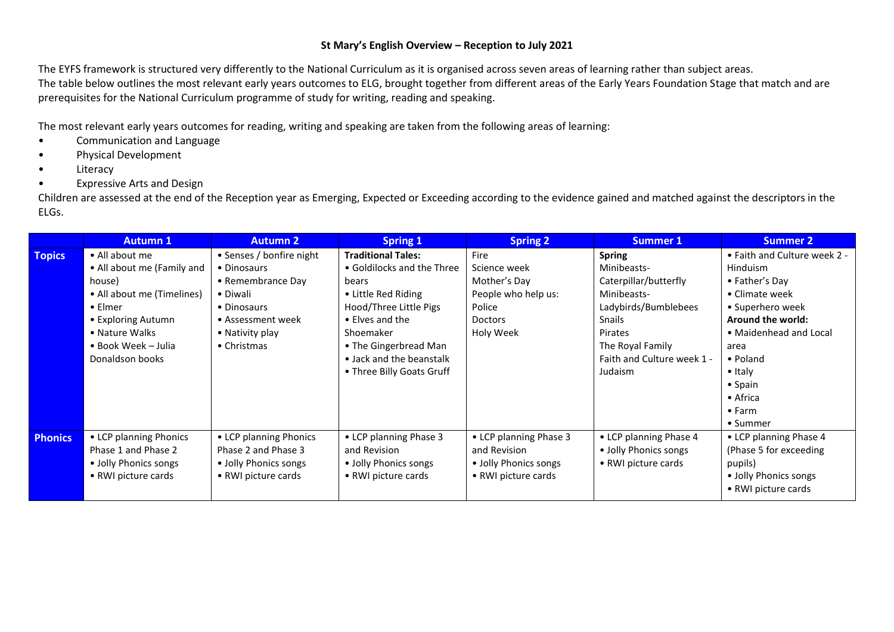# St Mary's English Overview – Reception to July 2021

The EYFS framework is structured very differently to the National Curriculum as it is organised across seven areas of learning rather than subject areas.
The table below outlines the most relevant early years outcomes to ELG, brought together from different areas of the Early Years Foundation Stage that match and are prerequisites for the National Curriculum programme of study for writing, reading and speaking.

The most relevant early years outcomes for reading, writing and speaking are taken from the following areas of learning:

- Communication and Language
- Physical Development
- Literacy
- Expressive Arts and Design

Children are assessed at the end of the Reception year as Emerging, Expected or Exceeding according to the evidence gained and matched against the descriptors in the ELGs.

| | Autumn 1 | Autumn 2 | Spring 1 | Spring 2 | Summer 1 | Summer 2 |
|---|---|---|---|---|---|---|
| **Topics** | • All about me<br>• All about me (Family and house)<br>• All about me (Timelines)<br>• Elmer<br>• Exploring Autumn<br>• Nature Walks<br>• Book Week – Julia Donaldson books | • Senses / bonfire night<br>• Dinosaurs<br>• Remembrance Day<br>• Diwali<br>• Dinosaurs<br>• Assessment week<br>• Nativity play<br>• Christmas | **Traditional Tales:**<br>• Goldilocks and the Three bears<br>• Little Red Riding Hood/Three Little Pigs<br>• Elves and the Shoemaker<br>• The Gingerbread Man<br>• Jack and the beanstalk<br>• Three Billy Goats Gruff | Fire<br>Science week<br>Mother's Day<br>People who help us:<br>Police<br>Doctors<br>Holy Week | **Spring**<br>Minibeasts-Caterpillar/butterfly<br>Minibeasts-Ladybirds/Bumblebees<br>Snails<br>Pirates<br>The Royal Family<br>Faith and Culture week 1 - Judaism | • Faith and Culture week 2 - Hinduism<br>• Father's Day<br>• Climate week<br>• Superhero week<br>**Around the world:**<br>• Maidenhead and Local area<br>• Poland<br>• Italy<br>• Spain<br>• Africa<br>• Farm<br>• Summer |
| **Phonics** | • LCP planning Phonics Phase 1 and Phase 2<br>• Jolly Phonics songs<br>• RWI picture cards | • LCP planning Phonics Phase 2 and Phase 3<br>• Jolly Phonics songs<br>• RWI picture cards | • LCP planning Phase 3 and Revision<br>• Jolly Phonics songs<br>• RWI picture cards | • LCP planning Phase 3 and Revision<br>• Jolly Phonics songs<br>• RWI picture cards | • LCP planning Phase 4<br>• Jolly Phonics songs<br>• RWI picture cards | • LCP planning Phase 4 (Phase 5 for exceeding pupils)<br>• Jolly Phonics songs<br>• RWI picture cards |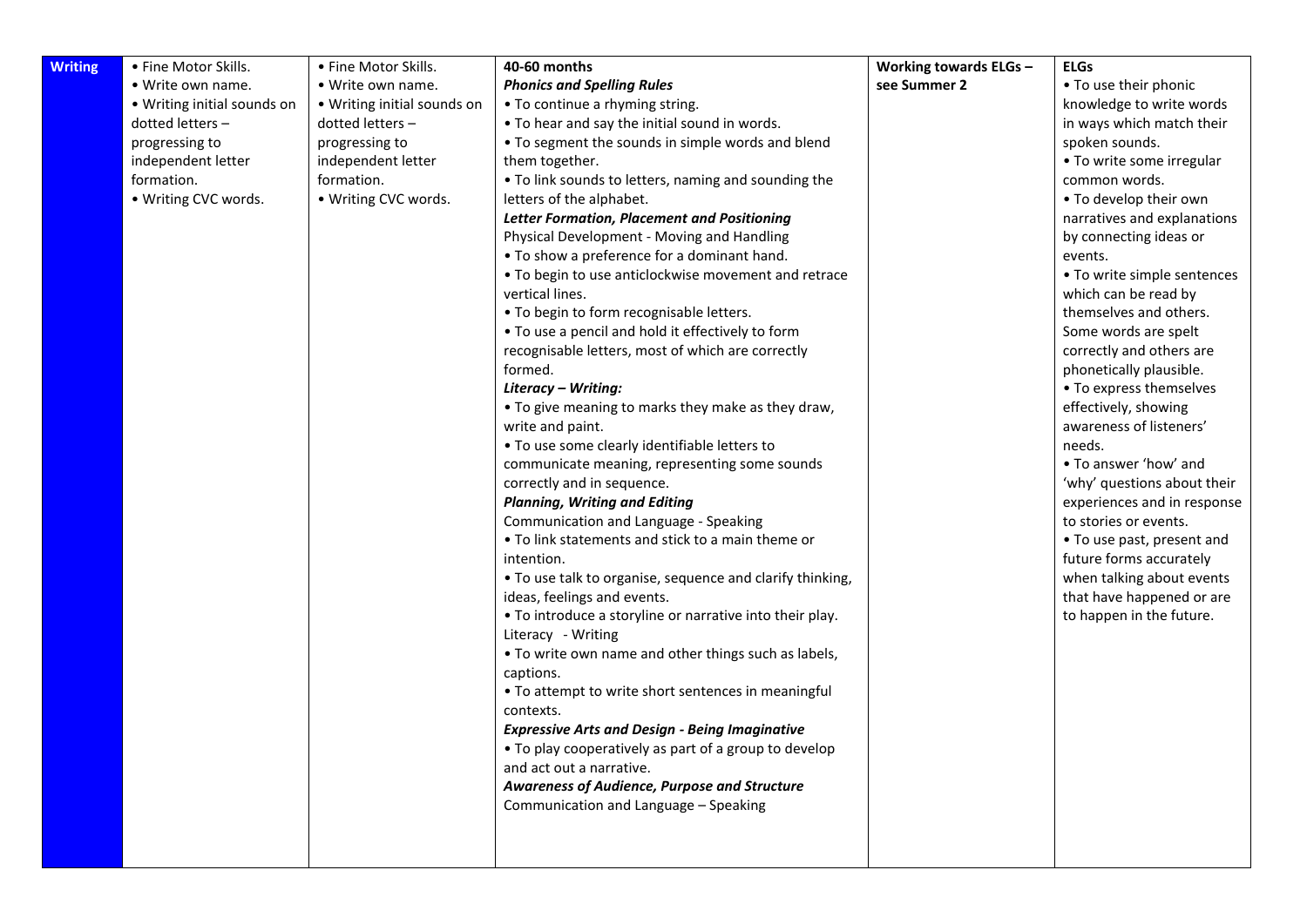| Writing | • Fine Motor Skills.<br>• Write own name.<br>• Writing initial sounds on dotted letters – progressing to independent letter formation.<br>• Writing CVC words. | • Fine Motor Skills.<br>• Write own name.<br>• Writing initial sounds on dotted letters – progressing to independent letter formation.<br>• Writing CVC words. | **40-60 months**<br>***Phonics and Spelling Rules***<br>• To continue a rhyming string.<br>• To hear and say the initial sound in words.<br>• To segment the sounds in simple words and blend them together.<br>• To link sounds to letters, naming and sounding the letters of the alphabet.<br>***Letter Formation, Placement and Positioning***<br>Physical Development - Moving and Handling<br>• To show a preference for a dominant hand.<br>• To begin to use anticlockwise movement and retrace vertical lines.<br>• To begin to form recognisable letters.<br>• To use a pencil and hold it effectively to form recognisable letters, most of which are correctly formed.<br>***Literacy – Writing:***<br>• To give meaning to marks they make as they draw, write and paint.<br>• To use some clearly identifiable letters to communicate meaning, representing some sounds correctly and in sequence.<br>***Planning, Writing and Editing***<br>Communication and Language - Speaking<br>• To link statements and stick to a main theme or intention.<br>• To use talk to organise, sequence and clarify thinking, ideas, feelings and events.<br>• To introduce a storyline or narrative into their play.<br>Literacy - Writing<br>• To write own name and other things such as labels, captions.<br>• To attempt to write short sentences in meaningful contexts.<br>***Expressive Arts and Design - Being Imaginative***<br>• To play cooperatively as part of a group to develop and act out a narrative.<br>***Awareness of Audience, Purpose and Structure***<br>Communication and Language – Speaking | **Working towards ELGs – see Summer 2** | **ELGs**<br>• To use their phonic knowledge to write words in ways which match their spoken sounds.<br>• To write some irregular common words.<br>• To develop their own narratives and explanations by connecting ideas or events.<br>• To write simple sentences which can be read by themselves and others. Some words are spelt correctly and others are phonetically plausible.<br>• To express themselves effectively, showing awareness of listeners' needs.<br>• To answer 'how' and 'why' questions about their experiences and in response to stories or events.<br>• To use past, present and future forms accurately when talking about events that have happened or are to happen in the future. |
|---|---|---|---|---|---|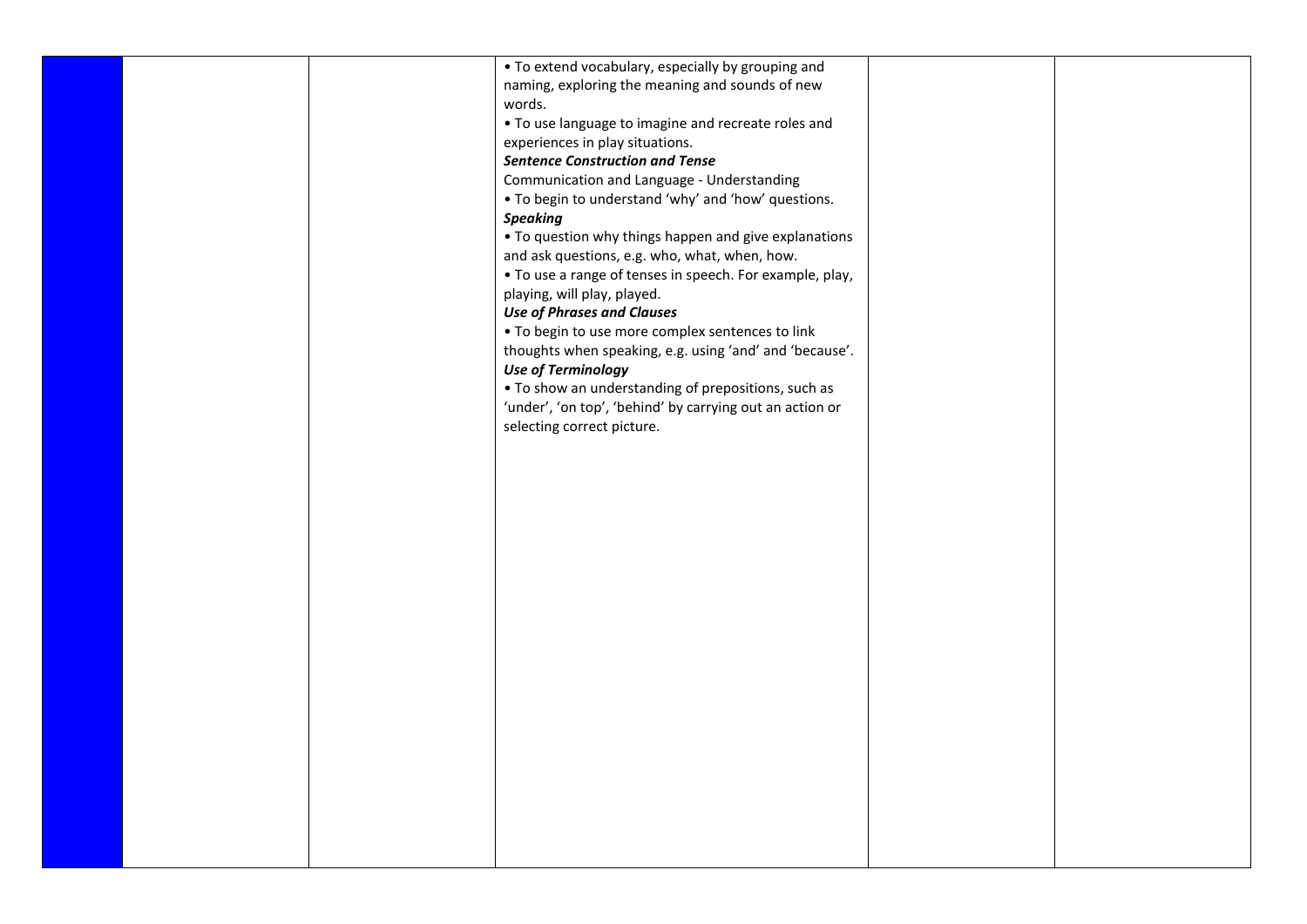|  |  |  |  |  |  |
|---|---|---|---|---|---|
|  |  |  | • To extend vocabulary, especially by grouping and naming, exploring the meaning and sounds of new words.<br>• To use language to imagine and recreate roles and experiences in play situations.<br>***Sentence Construction and Tense***<br>Communication and Language - Understanding<br>• To begin to understand 'why' and 'how' questions.<br>***Speaking***<br>• To question why things happen and give explanations and ask questions, e.g. who, what, when, how.<br>• To use a range of tenses in speech. For example, play, playing, will play, played.<br>***Use of Phrases and Clauses***<br>• To begin to use more complex sentences to link thoughts when speaking, e.g. using 'and' and 'because'.<br>***Use of Terminology***<br>• To show an understanding of prepositions, such as 'under', 'on top', 'behind' by carrying out an action or selecting correct picture. |  |  |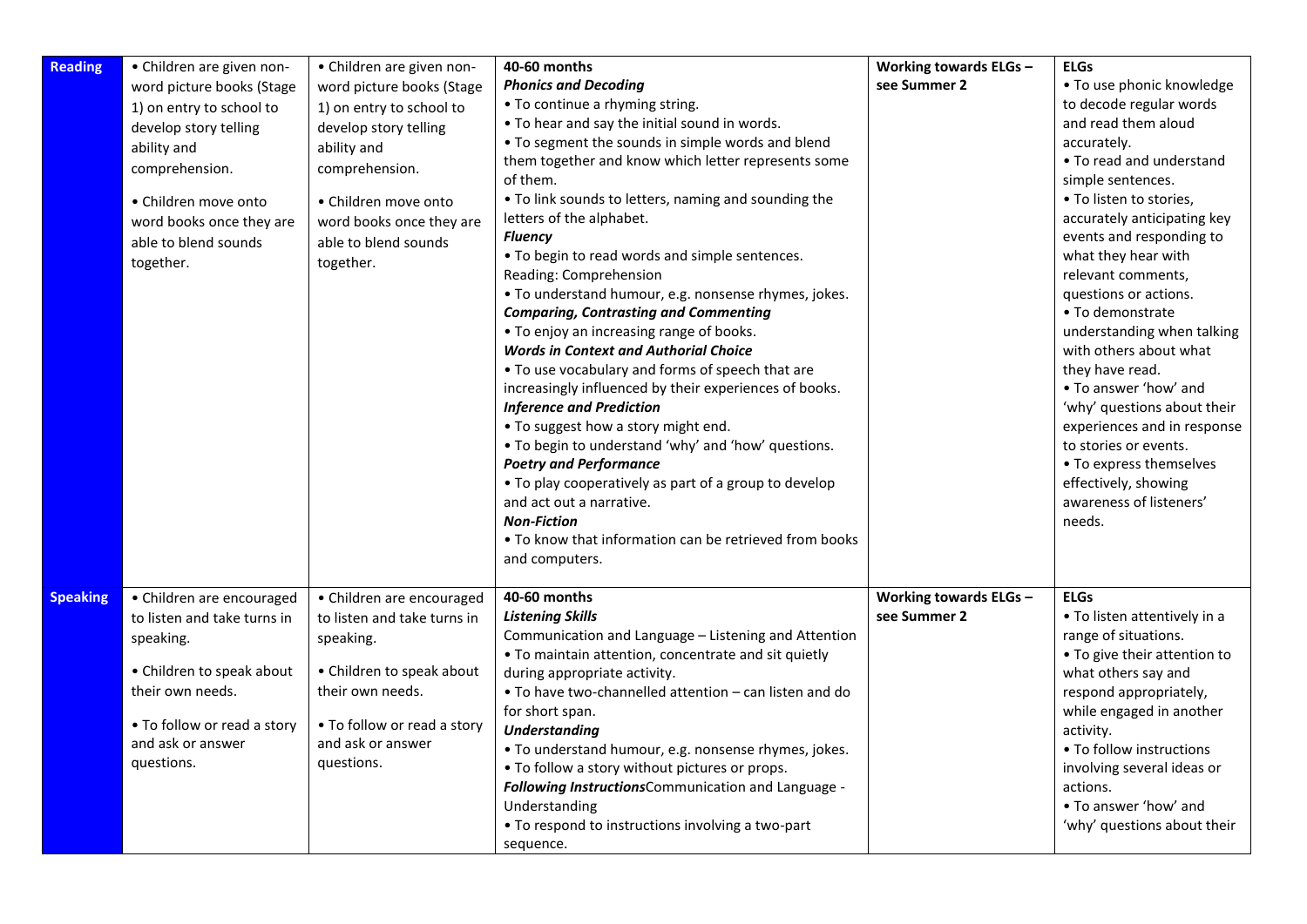| Reading | • Children are given non-word picture books (Stage 1) on entry to school to develop story telling ability and comprehension.<br><br>• Children move onto word books once they are able to blend sounds together. | • Children are given non-word picture books (Stage 1) on entry to school to develop story telling ability and comprehension.<br><br>• Children move onto word books once they are able to blend sounds together. | **40-60 months**<br>***Phonics and Decoding***<br>• To continue a rhyming string.<br>• To hear and say the initial sound in words.<br>• To segment the sounds in simple words and blend them together and know which letter represents some of them.<br>• To link sounds to letters, naming and sounding the letters of the alphabet.<br>***Fluency***<br>• To begin to read words and simple sentences.<br>Reading: Comprehension<br>• To understand humour, e.g. nonsense rhymes, jokes.<br>***Comparing, Contrasting and Commenting***<br>• To enjoy an increasing range of books.<br>***Words in Context and Authorial Choice***<br>• To use vocabulary and forms of speech that are increasingly influenced by their experiences of books.<br>***Inference and Prediction***<br>• To suggest how a story might end.<br>• To begin to understand 'why' and 'how' questions.<br>***Poetry and Performance***<br>• To play cooperatively as part of a group to develop and act out a narrative.<br>***Non-Fiction***<br>• To know that information can be retrieved from books and computers. | **Working towards ELGs – see Summer 2** | **ELGs**<br>• To use phonic knowledge to decode regular words and read them aloud accurately.<br>• To read and understand simple sentences.<br>• To listen to stories, accurately anticipating key events and responding to what they hear with relevant comments, questions or actions.<br>• To demonstrate understanding when talking with others about what they have read.<br>• To answer 'how' and 'why' questions about their experiences and in response to stories or events.<br>• To express themselves effectively, showing awareness of listeners' needs. |
|---|---|---|---|---|---|
| Speaking | • Children are encouraged to listen and take turns in speaking.<br><br>• Children to speak about their own needs.<br><br>• To follow or read a story and ask or answer questions. | • Children are encouraged to listen and take turns in speaking.<br><br>• Children to speak about their own needs.<br><br>• To follow or read a story and ask or answer questions. | **40-60 months**<br>***Listening Skills***<br>Communication and Language – Listening and Attention<br>• To maintain attention, concentrate and sit quietly during appropriate activity.<br>• To have two-channelled attention – can listen and do for short span.<br>***Understanding***<br>• To understand humour, e.g. nonsense rhymes, jokes.<br>• To follow a story without pictures or props.<br>***Following Instructions***Communication and Language - Understanding<br>• To respond to instructions involving a two-part sequence. | **Working towards ELGs – see Summer 2** | **ELGs**<br>• To listen attentively in a range of situations.<br>• To give their attention to what others say and respond appropriately, while engaged in another activity.<br>• To follow instructions involving several ideas or actions.<br>• To answer 'how' and 'why' questions about their |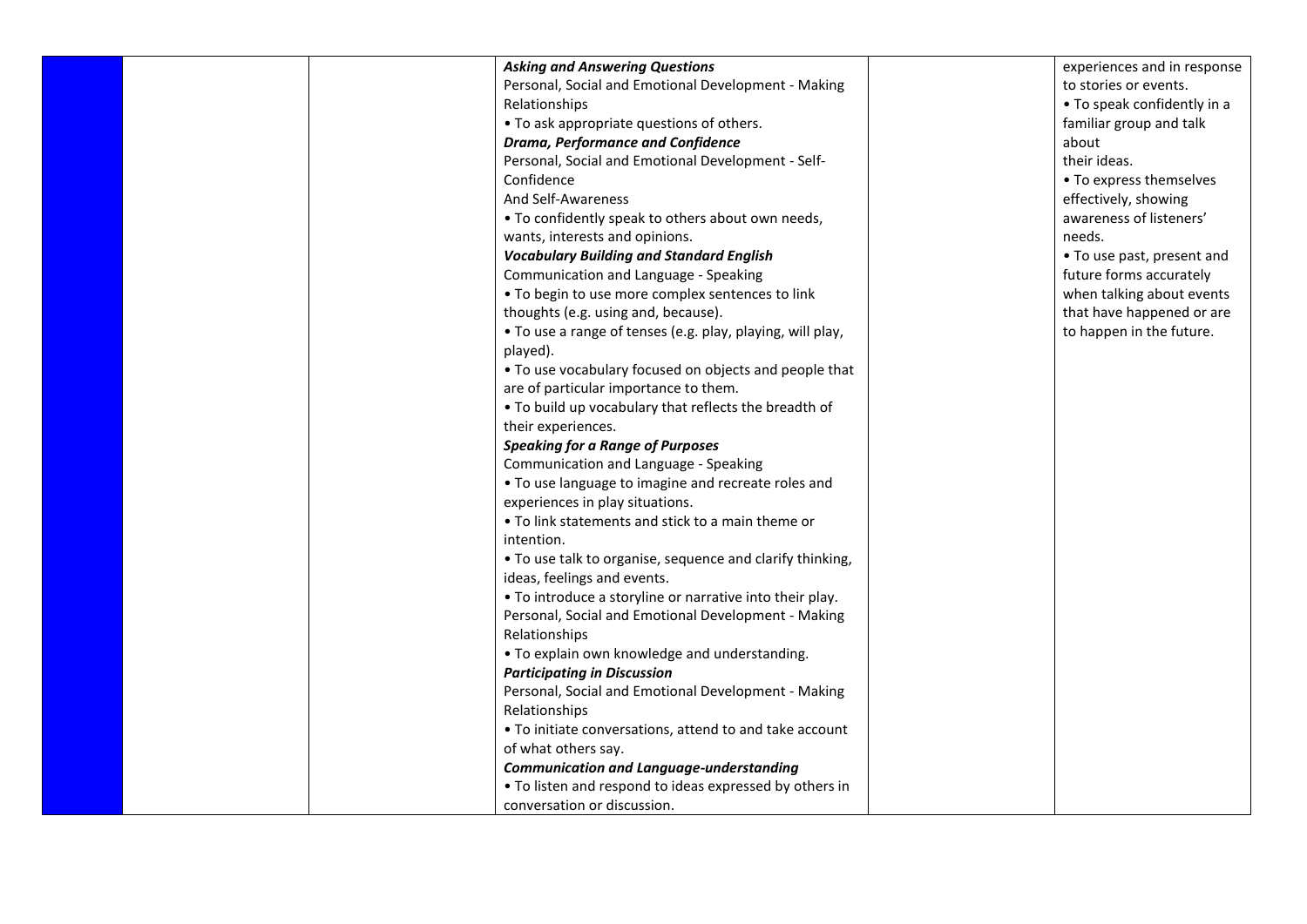| | | | | | |
|---|---|---|---|---|---|
| | | | ***Asking and Answering Questions***<br>Personal, Social and Emotional Development - Making Relationships<br>• To ask appropriate questions of others.<br>***Drama, Performance and Confidence***<br>Personal, Social and Emotional Development - Self-Confidence<br>And Self-Awareness<br>• To confidently speak to others about own needs, wants, interests and opinions.<br>***Vocabulary Building and Standard English***<br>Communication and Language - Speaking<br>• To begin to use more complex sentences to link thoughts (e.g. using and, because).<br>• To use a range of tenses (e.g. play, playing, will play, played).<br>• To use vocabulary focused on objects and people that are of particular importance to them.<br>• To build up vocabulary that reflects the breadth of their experiences.<br>***Speaking for a Range of Purposes***<br>Communication and Language - Speaking<br>• To use language to imagine and recreate roles and experiences in play situations.<br>• To link statements and stick to a main theme or intention.<br>• To use talk to organise, sequence and clarify thinking, ideas, feelings and events.<br>• To introduce a storyline or narrative into their play.<br>Personal, Social and Emotional Development - Making Relationships<br>• To explain own knowledge and understanding.<br>***Participating in Discussion***<br>Personal, Social and Emotional Development - Making Relationships<br>• To initiate conversations, attend to and take account of what others say.<br>***Communication and Language-understanding***<br>• To listen and respond to ideas expressed by others in conversation or discussion. | | experiences and in response to stories or events.<br>• To speak confidently in a familiar group and talk about<br>their ideas.<br>• To express themselves effectively, showing awareness of listeners' needs.<br>• To use past, present and future forms accurately when talking about events that have happened or are to happen in the future. |